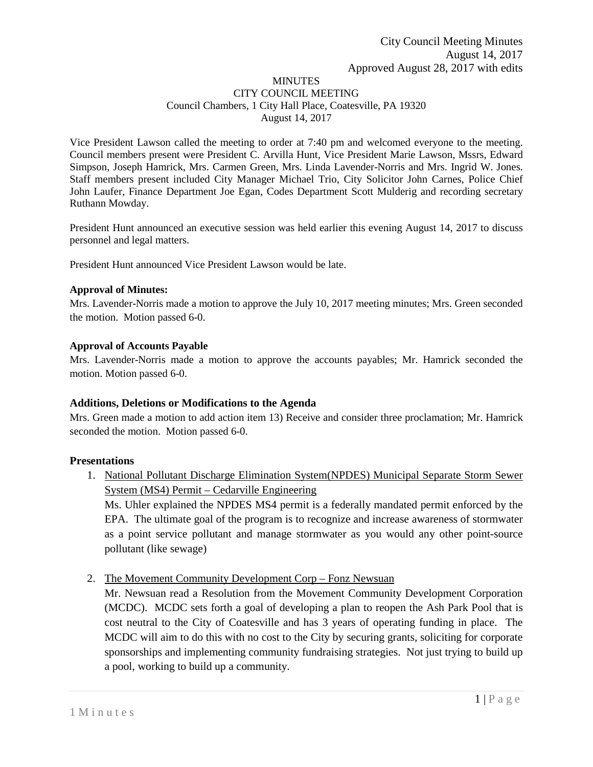City Council Meeting Minutes
August 14, 2017
Approved August 28, 2017 with edits

MINUTES
CITY COUNCIL MEETING
Council Chambers, 1 City Hall Place, Coatesville, PA 19320
August 14, 2017

Vice President Lawson called the meeting to order at 7:40 pm and welcomed everyone to the meeting. Council members present were President C. Arvilla Hunt, Vice President Marie Lawson, Mssrs, Edward Simpson, Joseph Hamrick, Mrs. Carmen Green, Mrs. Linda Lavender-Norris and Mrs. Ingrid W. Jones. Staff members present included City Manager Michael Trio, City Solicitor John Carnes, Police Chief John Laufer, Finance Department Joe Egan, Codes Department Scott Mulderig and recording secretary Ruthann Mowday.

President Hunt announced an executive session was held earlier this evening August 14, 2017 to discuss personnel and legal matters.

President Hunt announced Vice President Lawson would be late.

**Approval of Minutes:**
Mrs. Lavender-Norris made a motion to approve the July 10, 2017 meeting minutes; Mrs. Green seconded the motion. Motion passed 6-0.

**Approval of Accounts Payable**
Mrs. Lavender-Norris made a motion to approve the accounts payables; Mr. Hamrick seconded the motion. Motion passed 6-0.

**Additions, Deletions or Modifications to the Agenda**
Mrs. Green made a motion to add action item 13) Receive and consider three proclamation; Mr. Hamrick seconded the motion. Motion passed 6-0.

**Presentations**

1. National Pollutant Discharge Elimination System(NPDES) Municipal Separate Storm Sewer System (MS4) Permit – Cedarville Engineering
   Ms. Uhler explained the NPDES MS4 permit is a federally mandated permit enforced by the EPA. The ultimate goal of the program is to recognize and increase awareness of stormwater as a point service pollutant and manage stormwater as you would any other point-source pollutant (like sewage)

2. The Movement Community Development Corp – Fonz Newsuan
   Mr. Newsuan read a Resolution from the Movement Community Development Corporation (MCDC). MCDC sets forth a goal of developing a plan to reopen the Ash Park Pool that is cost neutral to the City of Coatesville and has 3 years of operating funding in place. The MCDC will aim to do this with no cost to the City by securing grants, soliciting for corporate sponsorships and implementing community fundraising strategies. Not just trying to build up a pool, working to build up a community.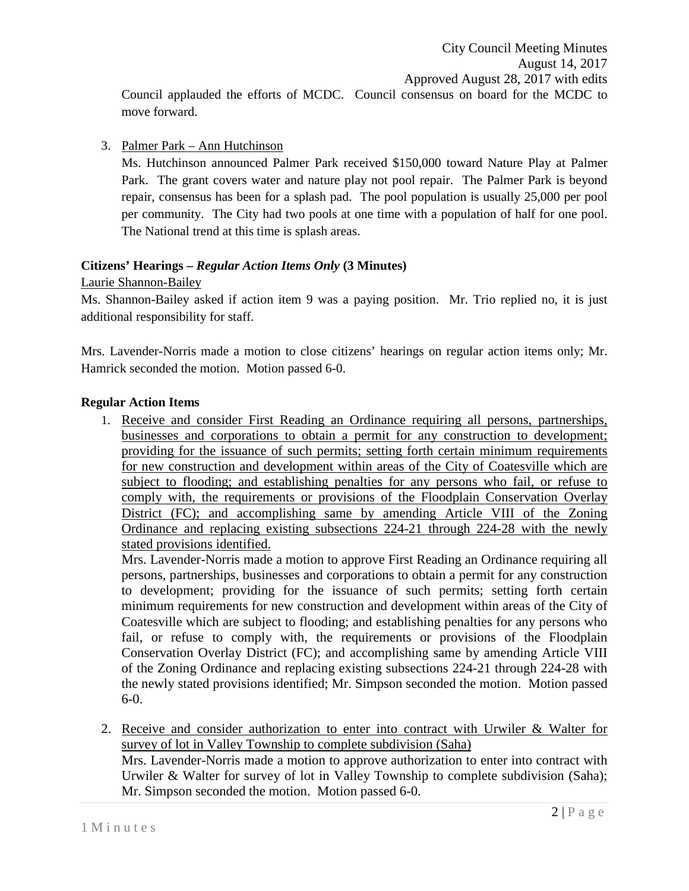Council applauded the efforts of MCDC. Council consensus on board for the MCDC to move forward.

3. Palmer Park – Ann Hutchinson

   Ms. Hutchinson announced Palmer Park received $150,000 toward Nature Play at Palmer Park. The grant covers water and nature play not pool repair. The Palmer Park is beyond repair, consensus has been for a splash pad. The pool population is usually 25,000 per pool per community. The City had two pools at one time with a population of half for one pool. The National trend at this time is splash areas.

**Citizens' Hearings – *Regular Action Items Only* (3 Minutes)**

Laurie Shannon-Bailey

Ms. Shannon-Bailey asked if action item 9 was a paying position. Mr. Trio replied no, it is just additional responsibility for staff.

Mrs. Lavender-Norris made a motion to close citizens' hearings on regular action items only; Mr. Hamrick seconded the motion. Motion passed 6-0.

**Regular Action Items**

1. Receive and consider First Reading an Ordinance requiring all persons, partnerships, businesses and corporations to obtain a permit for any construction to development; providing for the issuance of such permits; setting forth certain minimum requirements for new construction and development within areas of the City of Coatesville which are subject to flooding; and establishing penalties for any persons who fail, or refuse to comply with, the requirements or provisions of the Floodplain Conservation Overlay District (FC); and accomplishing same by amending Article VIII of the Zoning Ordinance and replacing existing subsections 224-21 through 224-28 with the newly stated provisions identified.

   Mrs. Lavender-Norris made a motion to approve First Reading an Ordinance requiring all persons, partnerships, businesses and corporations to obtain a permit for any construction to development; providing for the issuance of such permits; setting forth certain minimum requirements for new construction and development within areas of the City of Coatesville which are subject to flooding; and establishing penalties for any persons who fail, or refuse to comply with, the requirements or provisions of the Floodplain Conservation Overlay District (FC); and accomplishing same by amending Article VIII of the Zoning Ordinance and replacing existing subsections 224-21 through 224-28 with the newly stated provisions identified; Mr. Simpson seconded the motion. Motion passed 6-0.

2. Receive and consider authorization to enter into contract with Urwiler & Walter for survey of lot in Valley Township to complete subdivision (Saha)

   Mrs. Lavender-Norris made a motion to approve authorization to enter into contract with Urwiler & Walter for survey of lot in Valley Township to complete subdivision (Saha); Mr. Simpson seconded the motion. Motion passed 6-0.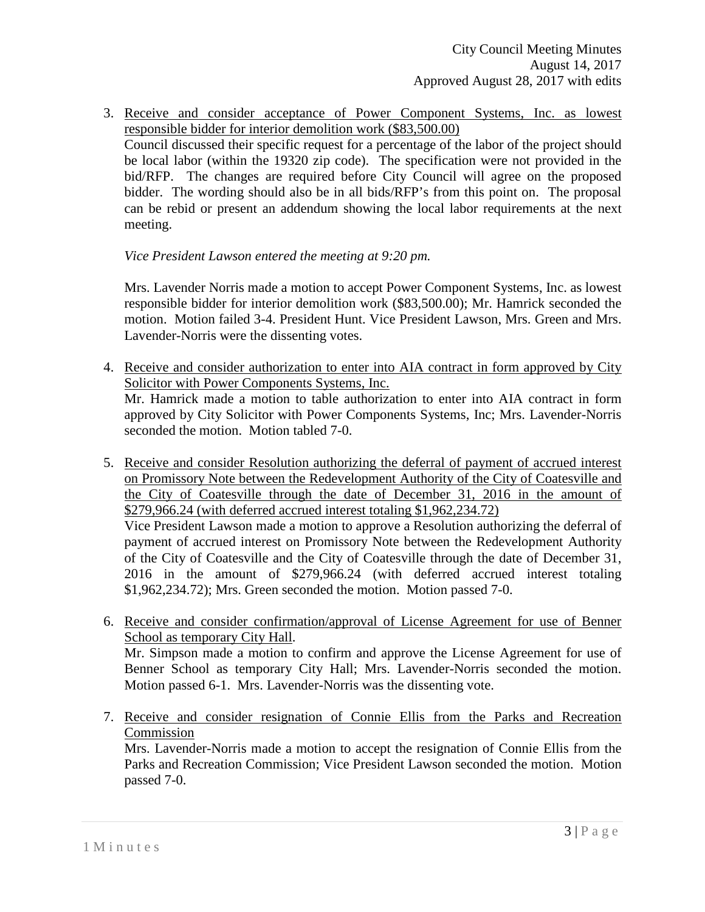3. Receive and consider acceptance of Power Component Systems, Inc. as lowest responsible bidder for interior demolition work ($83,500.00)
   Council discussed their specific request for a percentage of the labor of the project should be local labor (within the 19320 zip code). The specification were not provided in the bid/RFP. The changes are required before City Council will agree on the proposed bidder. The wording should also be in all bids/RFP's from this point on. The proposal can be rebid or present an addendum showing the local labor requirements at the next meeting.

   *Vice President Lawson entered the meeting at 9:20 pm.*

   Mrs. Lavender Norris made a motion to accept Power Component Systems, Inc. as lowest responsible bidder for interior demolition work ($83,500.00); Mr. Hamrick seconded the motion. Motion failed 3-4. President Hunt. Vice President Lawson, Mrs. Green and Mrs. Lavender-Norris were the dissenting votes.

4. Receive and consider authorization to enter into AIA contract in form approved by City Solicitor with Power Components Systems, Inc.
   Mr. Hamrick made a motion to table authorization to enter into AIA contract in form approved by City Solicitor with Power Components Systems, Inc; Mrs. Lavender-Norris seconded the motion. Motion tabled 7-0.

5. Receive and consider Resolution authorizing the deferral of payment of accrued interest on Promissory Note between the Redevelopment Authority of the City of Coatesville and the City of Coatesville through the date of December 31, 2016 in the amount of $279,966.24 (with deferred accrued interest totaling $1,962,234.72)
   Vice President Lawson made a motion to approve a Resolution authorizing the deferral of payment of accrued interest on Promissory Note between the Redevelopment Authority of the City of Coatesville and the City of Coatesville through the date of December 31, 2016 in the amount of $279,966.24 (with deferred accrued interest totaling $1,962,234.72); Mrs. Green seconded the motion. Motion passed 7-0.

6. Receive and consider confirmation/approval of License Agreement for use of Benner School as temporary City Hall.
   Mr. Simpson made a motion to confirm and approve the License Agreement for use of Benner School as temporary City Hall; Mrs. Lavender-Norris seconded the motion. Motion passed 6-1. Mrs. Lavender-Norris was the dissenting vote.

7. Receive and consider resignation of Connie Ellis from the Parks and Recreation Commission
   Mrs. Lavender-Norris made a motion to accept the resignation of Connie Ellis from the Parks and Recreation Commission; Vice President Lawson seconded the motion. Motion passed 7-0.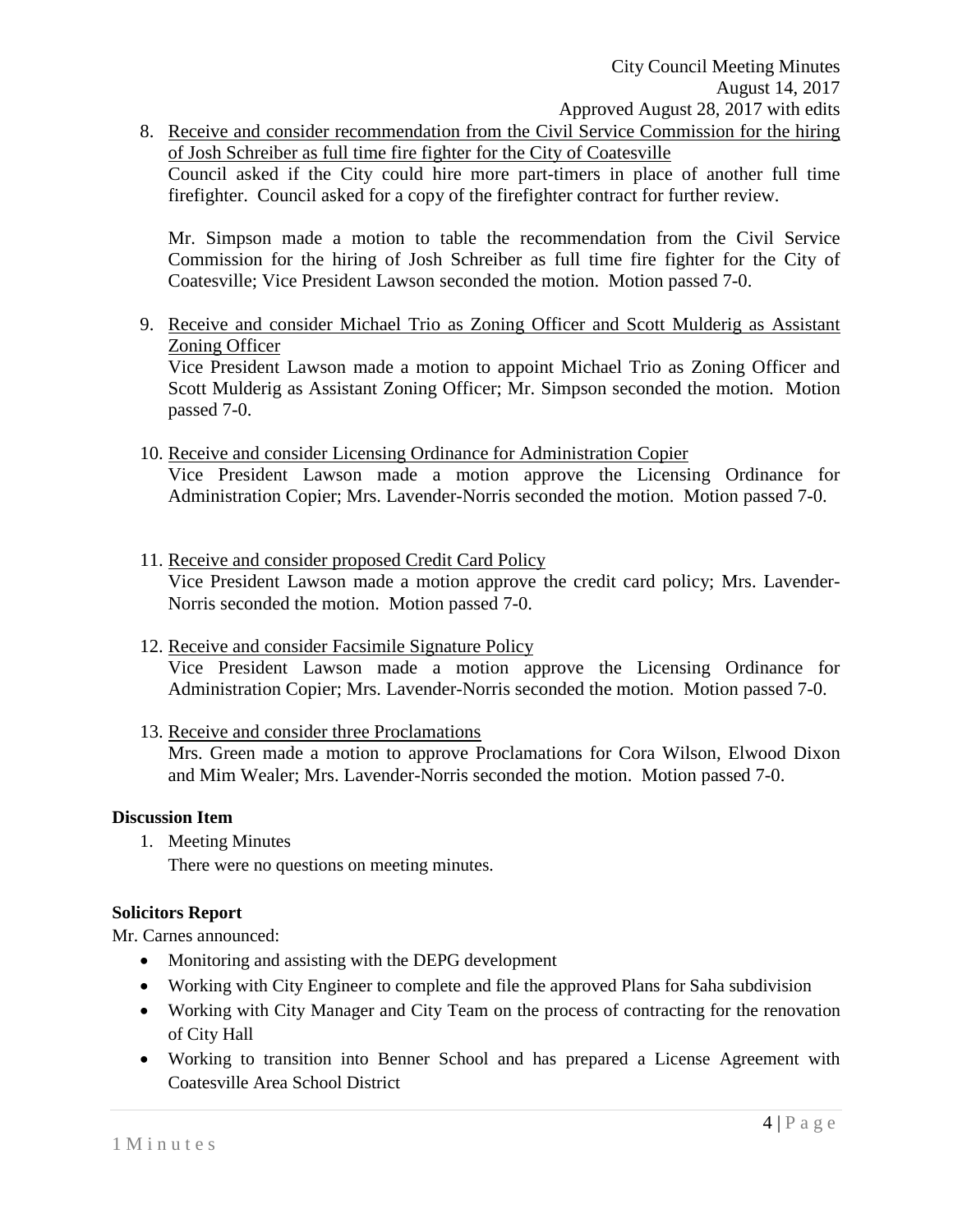8. Receive and consider recommendation from the Civil Service Commission for the hiring of Josh Schreiber as full time fire fighter for the City of Coatesville
   Council asked if the City could hire more part-timers in place of another full time firefighter. Council asked for a copy of the firefighter contract for further review.

   Mr. Simpson made a motion to table the recommendation from the Civil Service Commission for the hiring of Josh Schreiber as full time fire fighter for the City of Coatesville; Vice President Lawson seconded the motion. Motion passed 7-0.

9. Receive and consider Michael Trio as Zoning Officer and Scott Mulderig as Assistant Zoning Officer
   Vice President Lawson made a motion to appoint Michael Trio as Zoning Officer and Scott Mulderig as Assistant Zoning Officer; Mr. Simpson seconded the motion. Motion passed 7-0.

10. Receive and consider Licensing Ordinance for Administration Copier
    Vice President Lawson made a motion approve the Licensing Ordinance for Administration Copier; Mrs. Lavender-Norris seconded the motion. Motion passed 7-0.

11. Receive and consider proposed Credit Card Policy
    Vice President Lawson made a motion approve the credit card policy; Mrs. Lavender-Norris seconded the motion. Motion passed 7-0.

12. Receive and consider Facsimile Signature Policy
    Vice President Lawson made a motion approve the Licensing Ordinance for Administration Copier; Mrs. Lavender-Norris seconded the motion. Motion passed 7-0.

13. Receive and consider three Proclamations
    Mrs. Green made a motion to approve Proclamations for Cora Wilson, Elwood Dixon and Mim Wealer; Mrs. Lavender-Norris seconded the motion. Motion passed 7-0.

**Discussion Item**

1. Meeting Minutes
   There were no questions on meeting minutes.

**Solicitors Report**

Mr. Carnes announced:

- Monitoring and assisting with the DEPG development
- Working with City Engineer to complete and file the approved Plans for Saha subdivision
- Working with City Manager and City Team on the process of contracting for the renovation of City Hall
- Working to transition into Benner School and has prepared a License Agreement with Coatesville Area School District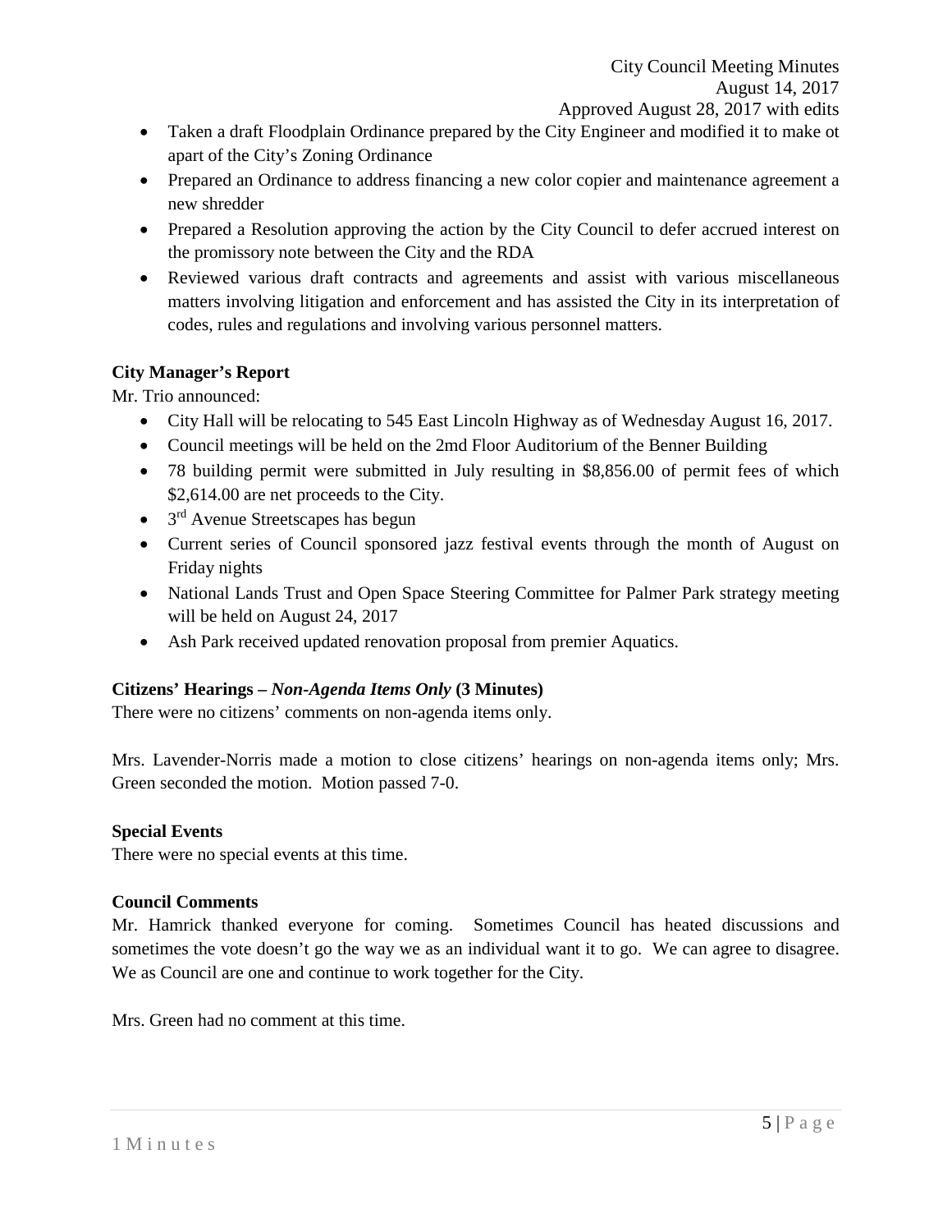- Taken a draft Floodplain Ordinance prepared by the City Engineer and modified it to make ot apart of the City's Zoning Ordinance
- Prepared an Ordinance to address financing a new color copier and maintenance agreement a new shredder
- Prepared a Resolution approving the action by the City Council to defer accrued interest on the promissory note between the City and the RDA
- Reviewed various draft contracts and agreements and assist with various miscellaneous matters involving litigation and enforcement and has assisted the City in its interpretation of codes, rules and regulations and involving various personnel matters.

**City Manager's Report**

Mr. Trio announced:

- City Hall will be relocating to 545 East Lincoln Highway as of Wednesday August 16, 2017.
- Council meetings will be held on the 2md Floor Auditorium of the Benner Building
- 78 building permit were submitted in July resulting in $8,856.00 of permit fees of which $2,614.00 are net proceeds to the City.
- 3rd Avenue Streetscapes has begun
- Current series of Council sponsored jazz festival events through the month of August on Friday nights
- National Lands Trust and Open Space Steering Committee for Palmer Park strategy meeting will be held on August 24, 2017
- Ash Park received updated renovation proposal from premier Aquatics.

**Citizens' Hearings – *Non-Agenda Items Only* (3 Minutes)**

There were no citizens' comments on non-agenda items only.

Mrs. Lavender-Norris made a motion to close citizens' hearings on non-agenda items only; Mrs. Green seconded the motion. Motion passed 7-0.

**Special Events**

There were no special events at this time.

**Council Comments**

Mr. Hamrick thanked everyone for coming. Sometimes Council has heated discussions and sometimes the vote doesn't go the way we as an individual want it to go. We can agree to disagree. We as Council are one and continue to work together for the City.

Mrs. Green had no comment at this time.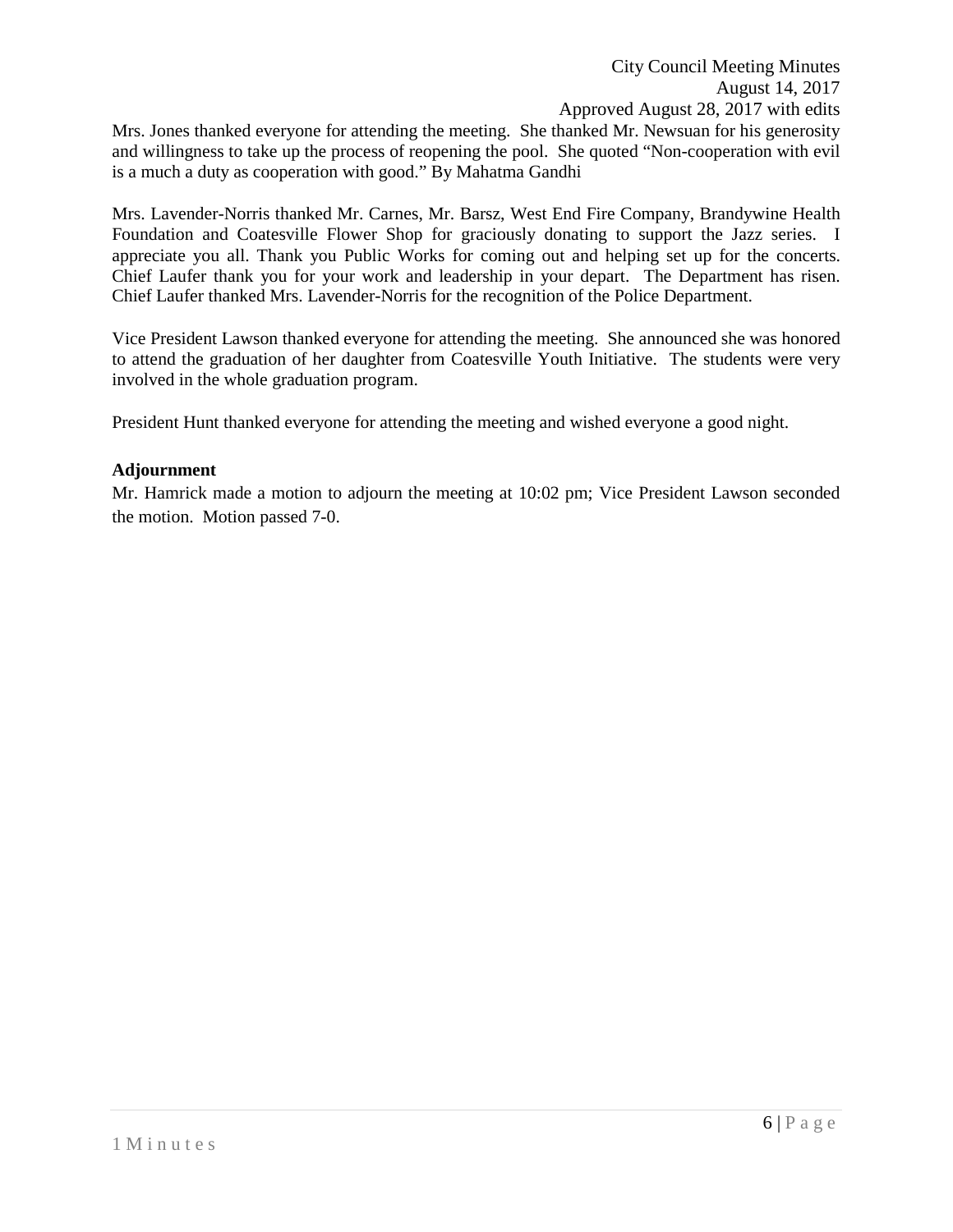Mrs. Jones thanked everyone for attending the meeting. She thanked Mr. Newsuan for his generosity and willingness to take up the process of reopening the pool. She quoted "Non-cooperation with evil is a much a duty as cooperation with good." By Mahatma Gandhi

Mrs. Lavender-Norris thanked Mr. Carnes, Mr. Barsz, West End Fire Company, Brandywine Health Foundation and Coatesville Flower Shop for graciously donating to support the Jazz series. I appreciate you all. Thank you Public Works for coming out and helping set up for the concerts. Chief Laufer thank you for your work and leadership in your depart. The Department has risen. Chief Laufer thanked Mrs. Lavender-Norris for the recognition of the Police Department.

Vice President Lawson thanked everyone for attending the meeting. She announced she was honored to attend the graduation of her daughter from Coatesville Youth Initiative. The students were very involved in the whole graduation program.

President Hunt thanked everyone for attending the meeting and wished everyone a good night.

**Adjournment**

Mr. Hamrick made a motion to adjourn the meeting at 10:02 pm; Vice President Lawson seconded the motion. Motion passed 7-0.